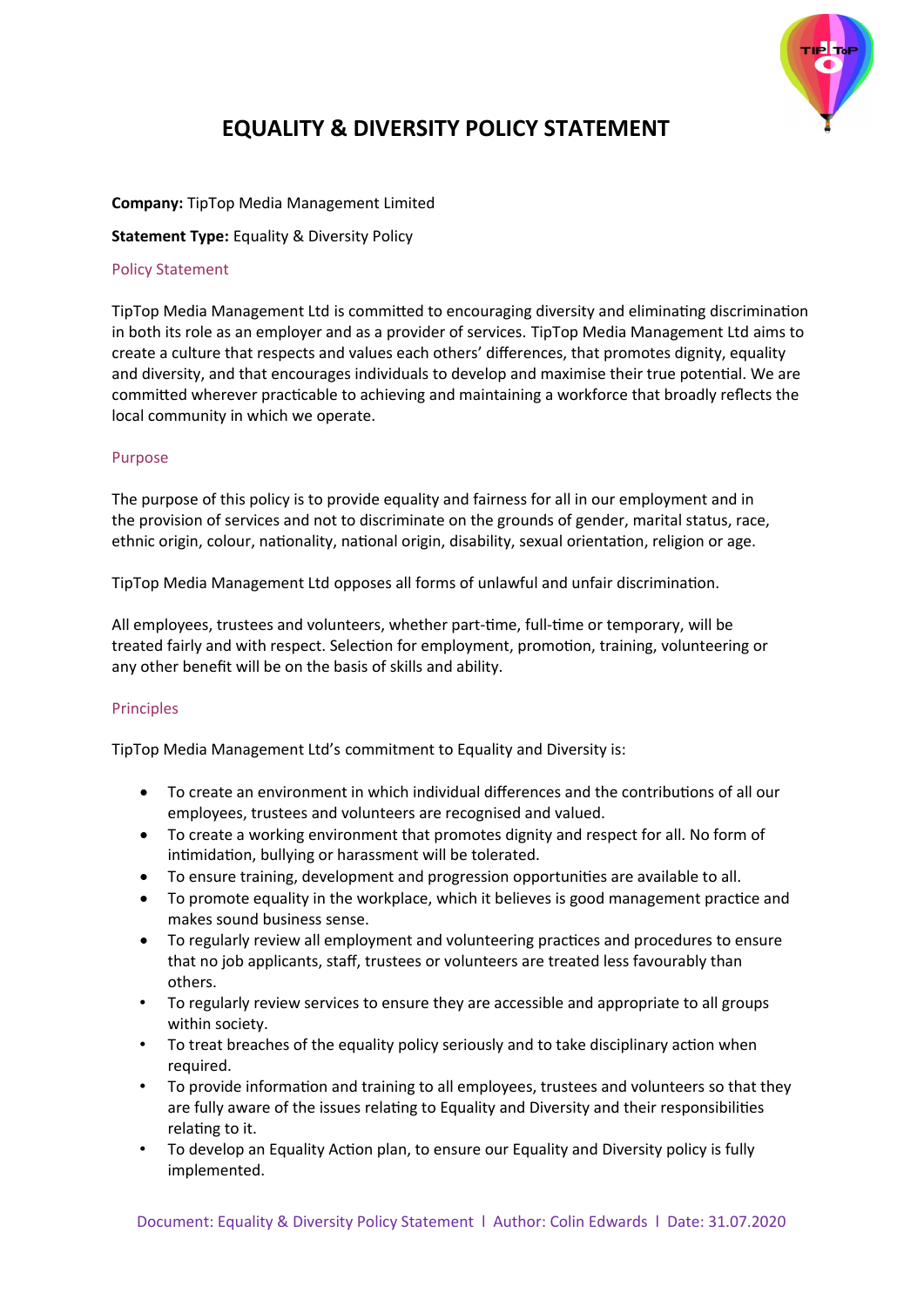# EQUALITY & DIVERSITY POLICY STATEMENT

**Company:** TipTop Media Management Limited

**Statement Type:** Equality & Diversity Policy

## Policy Statement

TipTop Media Management Ltd is committed to encouraging diversity and eliminating discrimination in both its role as an employer and as a provider of services. TipTop Media Management Ltd aims to create a culture that respects and values each others' differences, that promotes dignity, equality and diversity, and that encourages individuals to develop and maximise their true potential. We are committed wherever practicable to achieving and maintaining a workforce that broadly reflects the local community in which we operate.

## Purpose

The purpose of this policy is to provide equality and fairness for all in our employment and in the provision of services and not to discriminate on the grounds of gender, marital status, race, ethnic origin, colour, nationality, national origin, disability, sexual orientation, religion or age.

TipTop Media Management Ltd opposes all forms of unlawful and unfair discrimination.

All employees, trustees and volunteers, whether part-time, full-time or temporary, will be treated fairly and with respect. Selection for employment, promotion, training, volunteering or any other benefit will be on the basis of skills and ability.

## Principles

TipTop Media Management Ltd's commitment to Equality and Diversity is:

- To create an environment in which individual differences and the contributions of all our employees, trustees and volunteers are recognised and valued.
- To create a working environment that promotes dignity and respect for all. No form of intimidation, bullying or harassment will be tolerated.
- To ensure training, development and progression opportunities are available to all.
- To promote equality in the workplace, which it believes is good management practice and makes sound business sense.
- To regularly review all employment and volunteering practices and procedures to ensure that no job applicants, staff, trustees or volunteers are treated less favourably than others.
- To regularly review services to ensure they are accessible and appropriate to all groups within society.
- To treat breaches of the equality policy seriously and to take disciplinary action when required.
- To provide information and training to all employees, trustees and volunteers so that they are fully aware of the issues relating to Equality and Diversity and their responsibilities relating to it.
- To develop an Equality Action plan, to ensure our Equality and Diversity policy is fully implemented.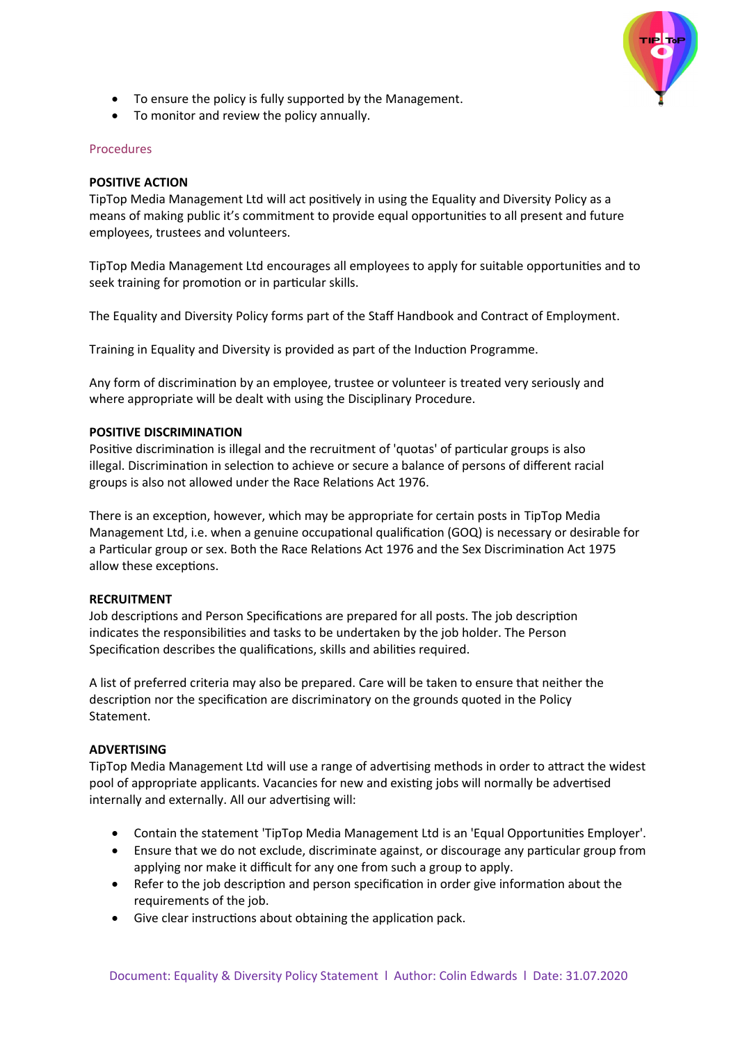- To ensure the policy is fully supported by the Management.
- To monitor and review the policy annually.

## Procedures

### POSITIVE ACTION

TipTop Media Management Ltd will act positively in using the Equality and Diversity Policy as a means of making public it's commitment to provide equal opportunities to all present and future employees, trustees and volunteers.

TipTop Media Management Ltd encourages all employees to apply for suitable opportunities and to seek training for promotion or in particular skills.

The Equality and Diversity Policy forms part of the Staff Handbook and Contract of Employment.

Training in Equality and Diversity is provided as part of the Induction Programme.

Any form of discrimination by an employee, trustee or volunteer is treated very seriously and where appropriate will be dealt with using the Disciplinary Procedure.

### POSITIVE DISCRIMINATION

Positive discrimination is illegal and the recruitment of 'quotas' of particular groups is also illegal. Discrimination in selection to achieve or secure a balance of persons of different racial groups is also not allowed under the Race Relations Act 1976.

There is an exception, however, which may be appropriate for certain posts in TipTop Media Management Ltd, i.e. when a genuine occupational qualification (GOQ) is necessary or desirable for a Particular group or sex. Both the Race Relations Act 1976 and the Sex Discrimination Act 1975 allow these exceptions.

### RECRUITMENT

Job descriptions and Person Specifications are prepared for all posts. The job description indicates the responsibilities and tasks to be undertaken by the job holder. The Person Specification describes the qualifications, skills and abilities required.

A list of preferred criteria may also be prepared. Care will be taken to ensure that neither the description nor the specification are discriminatory on the grounds quoted in the Policy Statement.

### ADVERTISING

TipTop Media Management Ltd will use a range of advertising methods in order to attract the widest pool of appropriate applicants. Vacancies for new and existing jobs will normally be advertised internally and externally. All our advertising will:

- Contain the statement 'TipTop Media Management Ltd is an 'Equal Opportunities Employer'.
- Ensure that we do not exclude, discriminate against, or discourage any particular group from applying nor make it difficult for any one from such a group to apply.
- Refer to the job description and person specification in order give information about the requirements of the job.
- Give clear instructions about obtaining the application pack.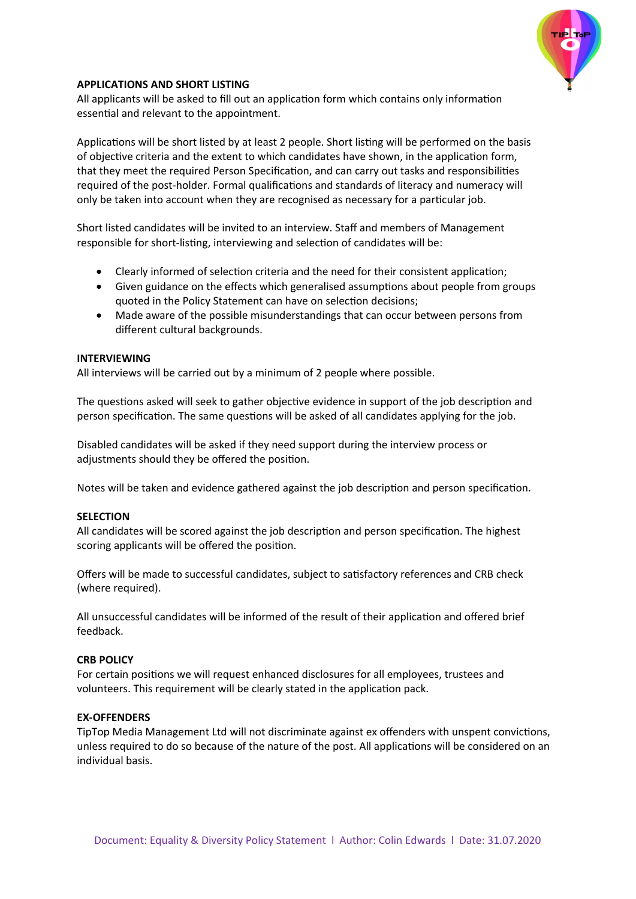**APPLICATIONS AND SHORT LISTING**

All applicants will be asked to fill out an application form which contains only information essential and relevant to the appointment.

Applications will be short listed by at least 2 people. Short listing will be performed on the basis of objective criteria and the extent to which candidates have shown, in the application form, that they meet the required Person Specification, and can carry out tasks and responsibilities required of the post-holder. Formal qualifications and standards of literacy and numeracy will only be taken into account when they are recognised as necessary for a particular job.

Short listed candidates will be invited to an interview. Staff and members of Management responsible for short-listing, interviewing and selection of candidates will be:

- Clearly informed of selection criteria and the need for their consistent application;
- Given guidance on the effects which generalised assumptions about people from groups quoted in the Policy Statement can have on selection decisions;
- Made aware of the possible misunderstandings that can occur between persons from different cultural backgrounds.

**INTERVIEWING**

All interviews will be carried out by a minimum of 2 people where possible.

The questions asked will seek to gather objective evidence in support of the job description and person specification. The same questions will be asked of all candidates applying for the job.

Disabled candidates will be asked if they need support during the interview process or adjustments should they be offered the position.

Notes will be taken and evidence gathered against the job description and person specification.

**SELECTION**

All candidates will be scored against the job description and person specification. The highest scoring applicants will be offered the position.

Offers will be made to successful candidates, subject to satisfactory references and CRB check (where required).

All unsuccessful candidates will be informed of the result of their application and offered brief feedback.

**CRB POLICY**

For certain positions we will request enhanced disclosures for all employees, trustees and volunteers. This requirement will be clearly stated in the application pack.

**EX-OFFENDERS**

TipTop Media Management Ltd will not discriminate against ex offenders with unspent convictions, unless required to do so because of the nature of the post. All applications will be considered on an individual basis.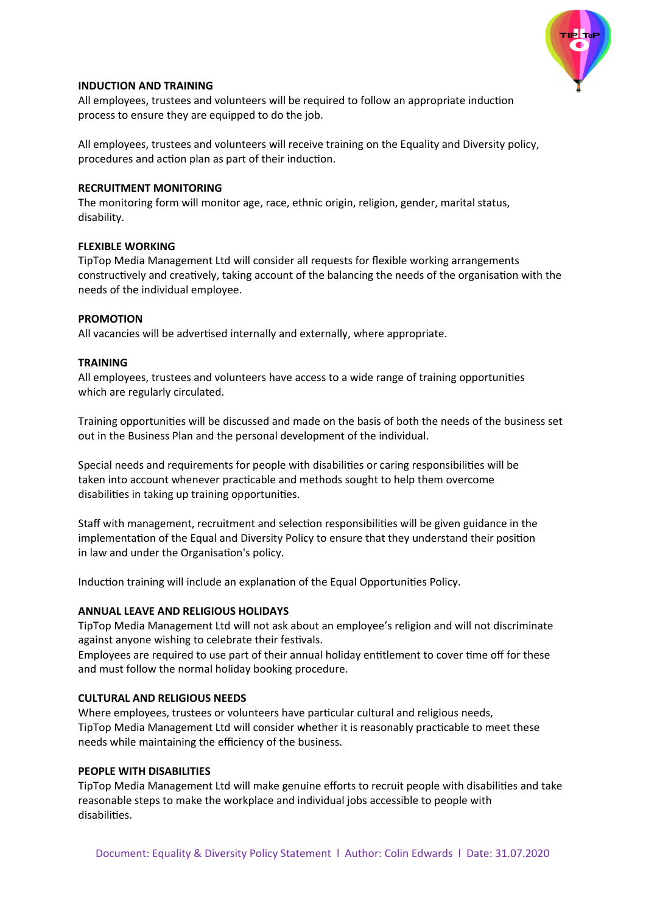**INDUCTION AND TRAINING**

All employees, trustees and volunteers will be required to follow an appropriate induction process to ensure they are equipped to do the job.

All employees, trustees and volunteers will receive training on the Equality and Diversity policy, procedures and action plan as part of their induction.

**RECRUITMENT MONITORING**

The monitoring form will monitor age, race, ethnic origin, religion, gender, marital status, disability.

**FLEXIBLE WORKING**

TipTop Media Management Ltd will consider all requests for flexible working arrangements constructively and creatively, taking account of the balancing the needs of the organisation with the needs of the individual employee.

**PROMOTION**

All vacancies will be advertised internally and externally, where appropriate.

**TRAINING**

All employees, trustees and volunteers have access to a wide range of training opportunities which are regularly circulated.

Training opportunities will be discussed and made on the basis of both the needs of the business set out in the Business Plan and the personal development of the individual.

Special needs and requirements for people with disabilities or caring responsibilities will be taken into account whenever practicable and methods sought to help them overcome disabilities in taking up training opportunities.

Staff with management, recruitment and selection responsibilities will be given guidance in the implementation of the Equal and Diversity Policy to ensure that they understand their position in law and under the Organisation's policy.

Induction training will include an explanation of the Equal Opportunities Policy.

**ANNUAL LEAVE AND RELIGIOUS HOLIDAYS**

TipTop Media Management Ltd will not ask about an employee's religion and will not discriminate against anyone wishing to celebrate their festivals.
Employees are required to use part of their annual holiday entitlement to cover time off for these and must follow the normal holiday booking procedure.

**CULTURAL AND RELIGIOUS NEEDS**

Where employees, trustees or volunteers have particular cultural and religious needs, TipTop Media Management Ltd will consider whether it is reasonably practicable to meet these needs while maintaining the efficiency of the business.

**PEOPLE WITH DISABILITIES**

TipTop Media Management Ltd will make genuine efforts to recruit people with disabilities and take reasonable steps to make the workplace and individual jobs accessible to people with disabilities.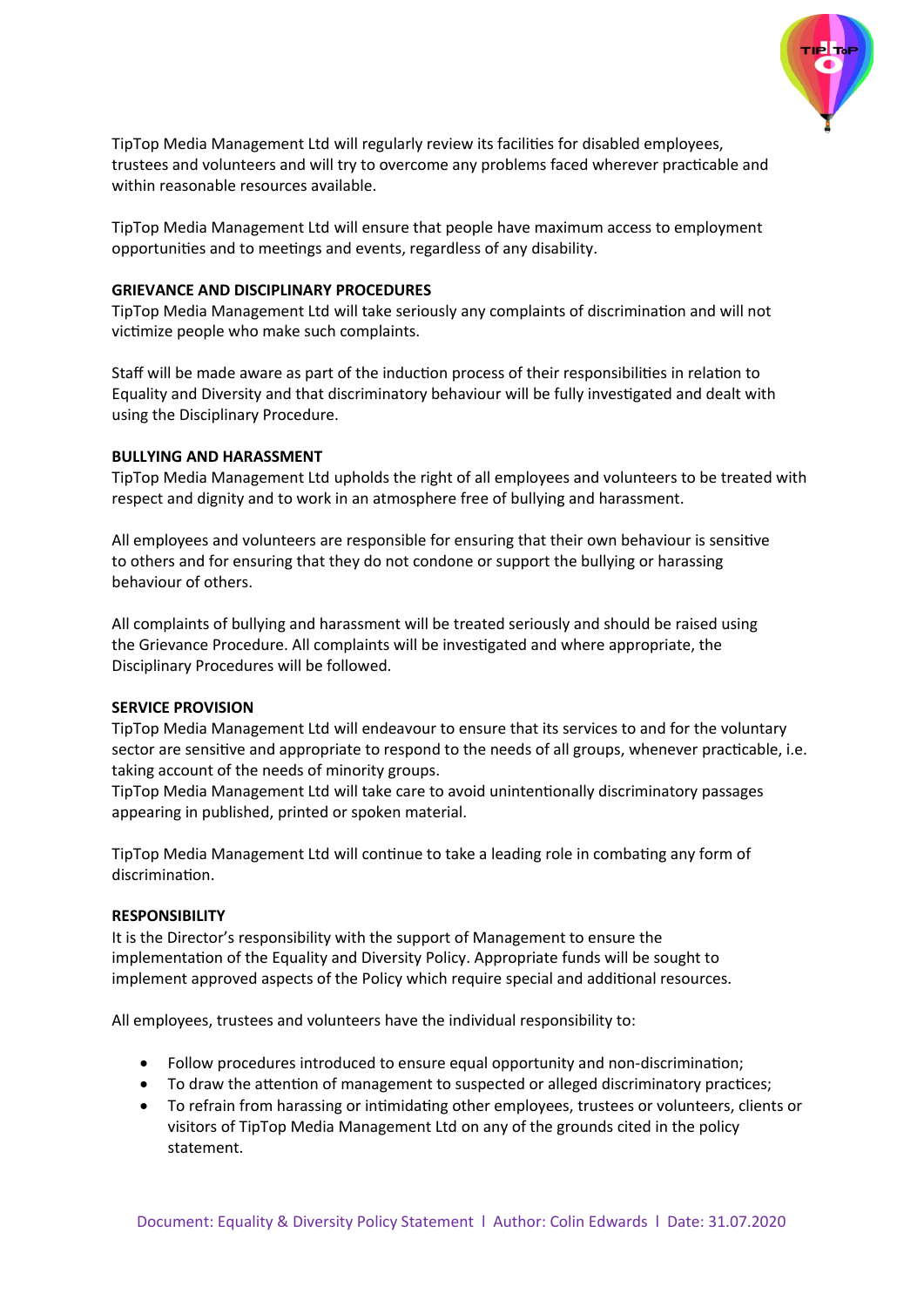TipTop Media Management Ltd will regularly review its facilities for disabled employees, trustees and volunteers and will try to overcome any problems faced wherever practicable and within reasonable resources available.

TipTop Media Management Ltd will ensure that people have maximum access to employment opportunities and to meetings and events, regardless of any disability.

**GRIEVANCE AND DISCIPLINARY PROCEDURES**

TipTop Media Management Ltd will take seriously any complaints of discrimination and will not victimize people who make such complaints.

Staff will be made aware as part of the induction process of their responsibilities in relation to Equality and Diversity and that discriminatory behaviour will be fully investigated and dealt with using the Disciplinary Procedure.

**BULLYING AND HARASSMENT**

TipTop Media Management Ltd upholds the right of all employees and volunteers to be treated with respect and dignity and to work in an atmosphere free of bullying and harassment.

All employees and volunteers are responsible for ensuring that their own behaviour is sensitive to others and for ensuring that they do not condone or support the bullying or harassing behaviour of others.

All complaints of bullying and harassment will be treated seriously and should be raised using the Grievance Procedure. All complaints will be investigated and where appropriate, the Disciplinary Procedures will be followed.

**SERVICE PROVISION**

TipTop Media Management Ltd will endeavour to ensure that its services to and for the voluntary sector are sensitive and appropriate to respond to the needs of all groups, whenever practicable, i.e. taking account of the needs of minority groups.
TipTop Media Management Ltd will take care to avoid unintentionally discriminatory passages appearing in published, printed or spoken material.

TipTop Media Management Ltd will continue to take a leading role in combating any form of discrimination.

**RESPONSIBILITY**

It is the Director's responsibility with the support of Management to ensure the implementation of the Equality and Diversity Policy. Appropriate funds will be sought to implement approved aspects of the Policy which require special and additional resources.

All employees, trustees and volunteers have the individual responsibility to:

- Follow procedures introduced to ensure equal opportunity and non-discrimination;
- To draw the attention of management to suspected or alleged discriminatory practices;
- To refrain from harassing or intimidating other employees, trustees or volunteers, clients or visitors of TipTop Media Management Ltd on any of the grounds cited in the policy statement.